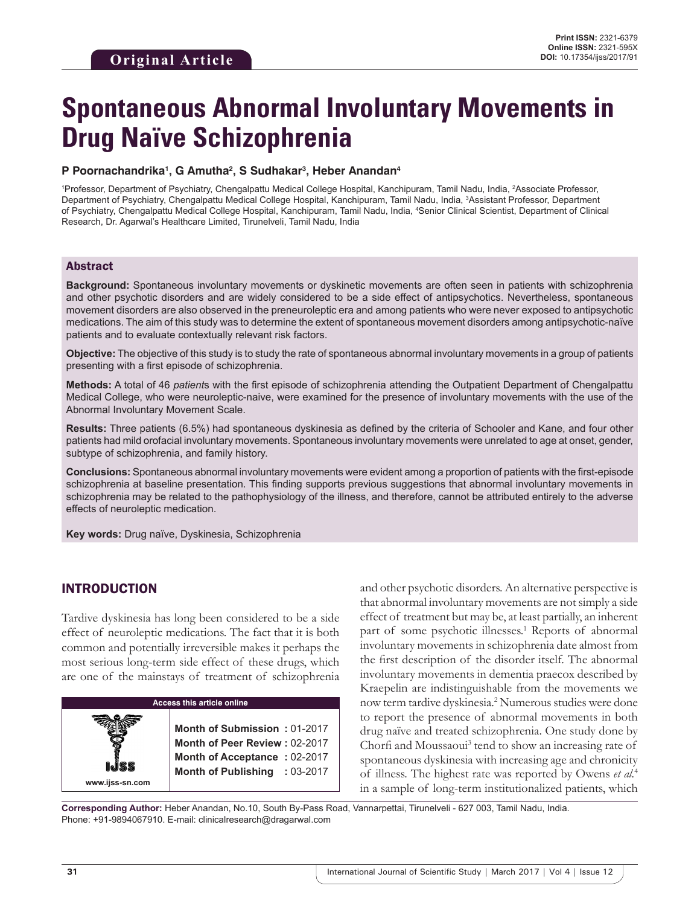**Original Article**

**Print ISSN:** 2321-6379
**Online ISSN:** 2321-595X
**DOI:** 10.17354/ijss/2017/91

# Spontaneous Abnormal Involuntary Movements in Drug Naïve Schizophrenia

**P Poornachandrika[1], G Amutha[2], S Sudhakar[3], Heber Anandan[4]**

[1]Professor, Department of Psychiatry, Chengalpattu Medical College Hospital, Kanchipuram, Tamil Nadu, India, [2]Associate Professor, Department of Psychiatry, Chengalpattu Medical College Hospital, Kanchipuram, Tamil Nadu, India, [3]Assistant Professor, Department of Psychiatry, Chengalpattu Medical College Hospital, Kanchipuram, Tamil Nadu, India, [4]Senior Clinical Scientist, Department of Clinical Research, Dr. Agarwal's Healthcare Limited, Tirunelveli, Tamil Nadu, India

## Abstract

**Background:** Spontaneous involuntary movements or dyskinetic movements are often seen in patients with schizophrenia and other psychotic disorders and are widely considered to be a side effect of antipsychotics. Nevertheless, spontaneous movement disorders are also observed in the preneuroleptic era and among patients who were never exposed to antipsychotic medications. The aim of this study was to determine the extent of spontaneous movement disorders among antipsychotic-naïve patients and to evaluate contextually relevant risk factors.

**Objective:** The objective of this study is to study the rate of spontaneous abnormal involuntary movements in a group of patients presenting with a first episode of schizophrenia.

**Methods:** A total of 46 *patient*s with the first episode of schizophrenia attending the Outpatient Department of Chengalpattu Medical College, who were neuroleptic-naive, were examined for the presence of involuntary movements with the use of the Abnormal Involuntary Movement Scale.

**Results:** Three patients (6.5%) had spontaneous dyskinesia as defined by the criteria of Schooler and Kane, and four other patients had mild orofacial involuntary movements. Spontaneous involuntary movements were unrelated to age at onset, gender, subtype of schizophrenia, and family history.

**Conclusions:** Spontaneous abnormal involuntary movements were evident among a proportion of patients with the first-episode schizophrenia at baseline presentation. This finding supports previous suggestions that abnormal involuntary movements in schizophrenia may be related to the pathophysiology of the illness, and therefore, cannot be attributed entirely to the adverse effects of neuroleptic medication.

**Key words:** Drug naïve, Dyskinesia, Schizophrenia

## INTRODUCTION

Tardive dyskinesia has long been considered to be a side effect of neuroleptic medications. The fact that it is both common and potentially irreversible makes it perhaps the most serious long-term side effect of these drugs, which are one of the mainstays of treatment of schizophrenia and other psychotic disorders. An alternative perspective is that abnormal involuntary movements are not simply a side effect of treatment but may be, at least partially, an inherent part of some psychotic illnesses.[1] Reports of abnormal involuntary movements in schizophrenia date almost from the first description of the disorder itself. The abnormal involuntary movements in dementia praecox described by Kraepelin are indistinguishable from the movements we now term tardive dyskinesia.[2] Numerous studies were done to report the presence of abnormal movements in both drug naïve and treated schizophrenia. One study done by Chorfi and Moussaoui[3] tend to show an increasing rate of spontaneous dyskinesia with increasing age and chronicity of illness. The highest rate was reported by Owens *et al.*[4] in a sample of long-term institutionalized patients, which

| Access this article online | |
|---|---|
| www.ijss-sn.com | **Month of Submission :** 01-2017<br>**Month of Peer Review :** 02-2017<br>**Month of Acceptance :** 02-2017<br>**Month of Publishing :** 03-2017 |

**Corresponding Author:** Heber Anandan, No.10, South By-Pass Road, Vannarpettai, Tirunelveli - 627 003, Tamil Nadu, India. Phone: +91-9894067910. E-mail: clinicalresearch@dragarwal.com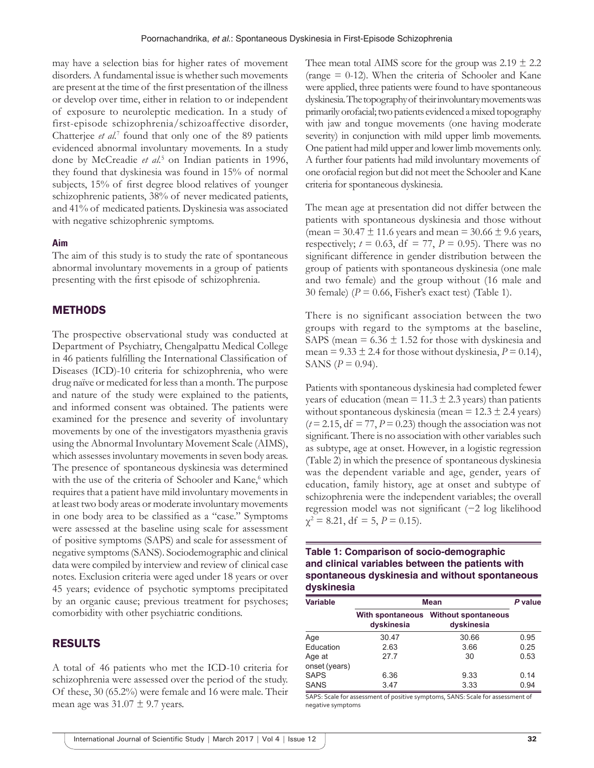may have a selection bias for higher rates of movement disorders. A fundamental issue is whether such movements are present at the time of the first presentation of the illness or develop over time, either in relation to or independent of exposure to neuroleptic medication. In a study of first-episode schizophrenia/schizoaffective disorder, Chatterjee *et al.*[7] found that only one of the 89 patients evidenced abnormal involuntary movements. In a study done by McCreadie *et al.*[5] on Indian patients in 1996, they found that dyskinesia was found in 15% of normal subjects, 15% of first degree blood relatives of younger schizophrenic patients, 38% of never medicated patients, and 41% of medicated patients. Dyskinesia was associated with negative schizophrenic symptoms.

### Aim

The aim of this study is to study the rate of spontaneous abnormal involuntary movements in a group of patients presenting with the first episode of schizophrenia.

## METHODS

The prospective observational study was conducted at Department of Psychiatry, Chengalpattu Medical College in 46 patients fulfilling the International Classification of Diseases (ICD)-10 criteria for schizophrenia, who were drug naïve or medicated for less than a month. The purpose and nature of the study were explained to the patients, and informed consent was obtained. The patients were examined for the presence and severity of involuntary movements by one of the investigators myasthenia gravis using the Abnormal Involuntary Movement Scale (AIMS), which assesses involuntary movements in seven body areas. The presence of spontaneous dyskinesia was determined with the use of the criteria of Schooler and Kane,[6] which requires that a patient have mild involuntary movements in at least two body areas or moderate involuntary movements in one body area to be classified as a "case." Symptoms were assessed at the baseline using scale for assessment of positive symptoms (SAPS) and scale for assessment of negative symptoms (SANS). Sociodemographic and clinical data were compiled by interview and review of clinical case notes. Exclusion criteria were aged under 18 years or over 45 years; evidence of psychotic symptoms precipitated by an organic cause; previous treatment for psychoses; comorbidity with other psychiatric conditions.

## RESULTS

A total of 46 patients who met the ICD-10 criteria for schizophrenia were assessed over the period of the study. Of these, 30 (65.2%) were female and 16 were male. Their mean age was 31.07 ± 9.7 years.

Thee mean total AIMS score for the group was 2.19 ± 2.2 (range = 0-12). When the criteria of Schooler and Kane were applied, three patients were found to have spontaneous dyskinesia. The topography of their involuntary movements was primarily orofacial; two patients evidenced a mixed topography with jaw and tongue movements (one having moderate severity) in conjunction with mild upper limb movements. One patient had mild upper and lower limb movements only. A further four patients had mild involuntary movements of one orofacial region but did not meet the Schooler and Kane criteria for spontaneous dyskinesia.

The mean age at presentation did not differ between the patients with spontaneous dyskinesia and those without (mean = 30.47 ± 11.6 years and mean = 30.66 ± 9.6 years, respectively; $t$ = 0.63, df = 77, $P$ = 0.95). There was no significant difference in gender distribution between the group of patients with spontaneous dyskinesia (one male and two female) and the group without (16 male and 30 female) ($P$ = 0.66, Fisher's exact test) (Table 1).

There is no significant association between the two groups with regard to the symptoms at the baseline, SAPS (mean = 6.36 ± 1.52 for those with dyskinesia and mean = 9.33 ± 2.4 for those without dyskinesia, $P$ = 0.14), SANS ($P$ = 0.94).

Patients with spontaneous dyskinesia had completed fewer years of education (mean = 11.3 ± 2.3 years) than patients without spontaneous dyskinesia (mean = 12.3 ± 2.4 years) ($t$ = 2.15, df = 77, $P$ = 0.23) though the association was not significant. There is no association with other variables such as subtype, age at onset. However, in a logistic regression (Table 2) in which the presence of spontaneous dyskinesia was the dependent variable and age, gender, years of education, family history, age at onset and subtype of schizophrenia were the independent variables; the overall regression model was not significant (−2 log likelihood $\chi^2$ = 8.21, df = 5, $P$ = 0.15).

**Table 1: Comparison of socio-demographic and clinical variables between the patients with spontaneous dyskinesia and without spontaneous dyskinesia**

| Variable | Mean | | P value |
|---|---|---|---|
| | With spontaneous dyskinesia | Without spontaneous dyskinesia | |
| Age | 30.47 | 30.66 | 0.95 |
| Education | 2.63 | 3.66 | 0.25 |
| Age at onset (years) | 27.7 | 30 | 0.53 |
| SAPS | 6.36 | 9.33 | 0.14 |
| SANS | 3.47 | 3.33 | 0.94 |

SAPS: Scale for assessment of positive symptoms, SANS: Scale for assessment of negative symptoms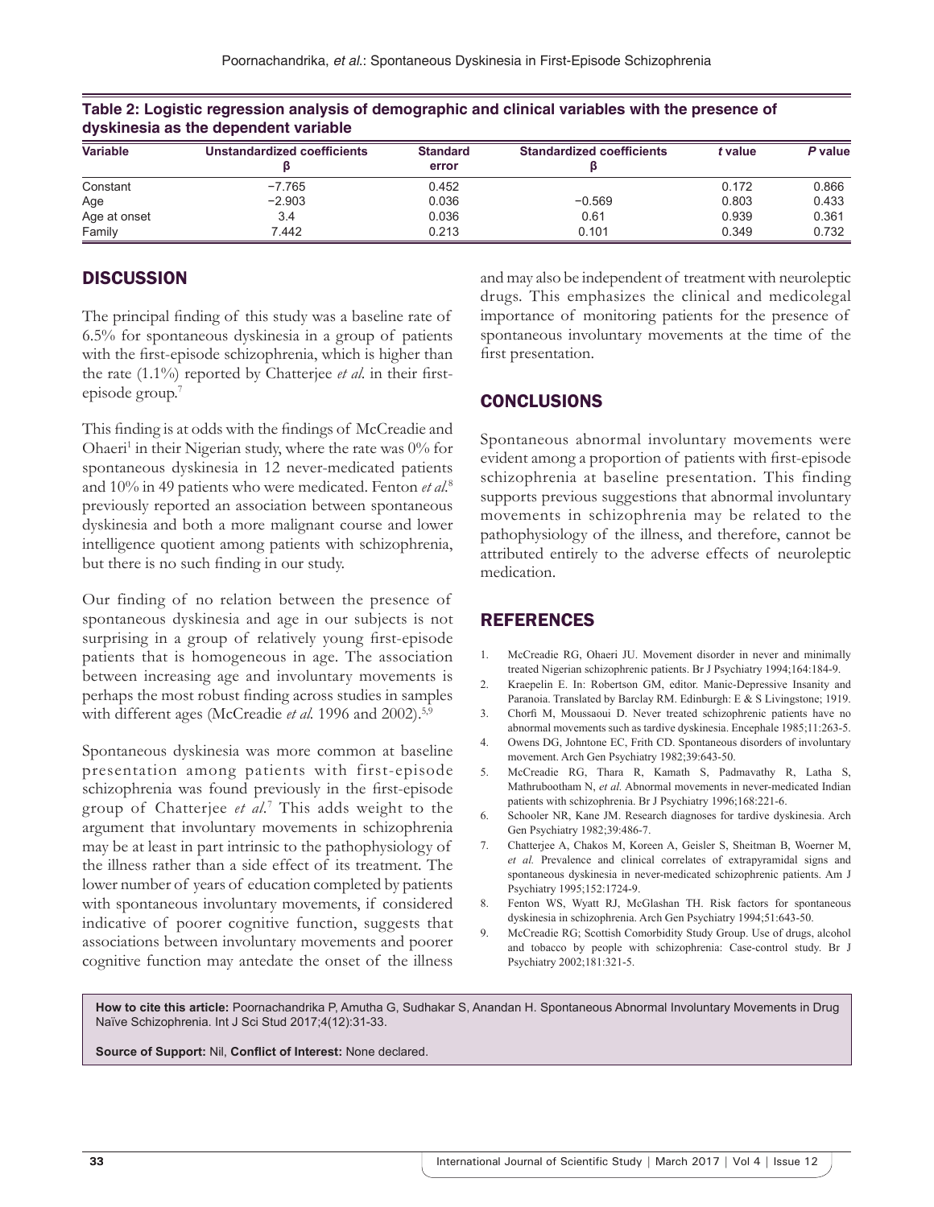**Table 2: Logistic regression analysis of demographic and clinical variables with the presence of dyskinesia as the dependent variable**

| Variable | Unstandardized coefficients β | Standard error | Standardized coefficients β | *t* value | *P* value |
|---|---|---|---|---|---|
| Constant | −7.765 | 0.452 | | 0.172 | 0.866 |
| Age | −2.903 | 0.036 | −0.569 | 0.803 | 0.433 |
| Age at onset | 3.4 | 0.036 | 0.61 | 0.939 | 0.361 |
| Family | 7.442 | 0.213 | 0.101 | 0.349 | 0.732 |

## DISCUSSION

The principal finding of this study was a baseline rate of 6.5% for spontaneous dyskinesia in a group of patients with the first-episode schizophrenia, which is higher than the rate (1.1%) reported by Chatterjee *et al.* in their first-episode group.[7]

This finding is at odds with the findings of McCreadie and Ohaeri[1] in their Nigerian study, where the rate was 0% for spontaneous dyskinesia in 12 never-medicated patients and 10% in 49 patients who were medicated. Fenton *et al.*[8] previously reported an association between spontaneous dyskinesia and both a more malignant course and lower intelligence quotient among patients with schizophrenia, but there is no such finding in our study.

Our finding of no relation between the presence of spontaneous dyskinesia and age in our subjects is not surprising in a group of relatively young first-episode patients that is homogeneous in age. The association between increasing age and involuntary movements is perhaps the most robust finding across studies in samples with different ages (McCreadie *et al.* 1996 and 2002).[5,9]

Spontaneous dyskinesia was more common at baseline presentation among patients with first-episode schizophrenia was found previously in the first-episode group of Chatterjee *et al*.[7] This adds weight to the argument that involuntary movements in schizophrenia may be at least in part intrinsic to the pathophysiology of the illness rather than a side effect of its treatment. The lower number of years of education completed by patients with spontaneous involuntary movements, if considered indicative of poorer cognitive function, suggests that associations between involuntary movements and poorer cognitive function may antedate the onset of the illness and may also be independent of treatment with neuroleptic drugs. This emphasizes the clinical and medicolegal importance of monitoring patients for the presence of spontaneous involuntary movements at the time of the first presentation.

## CONCLUSIONS

Spontaneous abnormal involuntary movements were evident among a proportion of patients with first-episode schizophrenia at baseline presentation. This finding supports previous suggestions that abnormal involuntary movements in schizophrenia may be related to the pathophysiology of the illness, and therefore, cannot be attributed entirely to the adverse effects of neuroleptic medication.

## REFERENCES

1. McCreadie RG, Ohaeri JU. Movement disorder in never and minimally treated Nigerian schizophrenic patients. Br J Psychiatry 1994;164:184-9.
2. Kraepelin E. In: Robertson GM, editor. Manic-Depressive Insanity and Paranoia. Translated by Barclay RM. Edinburgh: E & S Livingstone; 1919.
3. Chorfi M, Moussaoui D. Never treated schizophrenic patients have no abnormal movements such as tardive dyskinesia. Encephale 1985;11:263-5.
4. Owens DG, Johntone EC, Frith CD. Spontaneous disorders of involuntary movement. Arch Gen Psychiatry 1982;39:643-50.
5. McCreadie RG, Thara R, Kamath S, Padmavathy R, Latha S, Mathruboottham N, *et al.* Abnormal movements in never-medicated Indian patients with schizophrenia. Br J Psychiatry 1996;168:221-6.
6. Schooler NR, Kane JM. Research diagnoses for tardive dyskinesia. Arch Gen Psychiatry 1982;39:486-7.
7. Chatterjee A, Chakos M, Koreen A, Geisler S, Sheitman B, Woerner M, *et al.* Prevalence and clinical correlates of extrapyramidal signs and spontaneous dyskinesia in never-medicated schizophrenic patients. Am J Psychiatry 1995;152:1724-9.
8. Fenton WS, Wyatt RJ, McGlashan TH. Risk factors for spontaneous dyskinesia in schizophrenia. Arch Gen Psychiatry 1994;51:643-50.
9. McCreadie RG; Scottish Comorbidity Study Group. Use of drugs, alcohol and tobacco by people with schizophrenia: Case-control study. Br J Psychiatry 2002;181:321-5.

**How to cite this article:** Poornachandrika P, Amutha G, Sudhakar S, Anandan H. Spontaneous Abnormal Involuntary Movements in Drug Naïve Schizophrenia. Int J Sci Stud 2017;4(12):31-33.

**Source of Support:** Nil, **Conflict of Interest:** None declared.